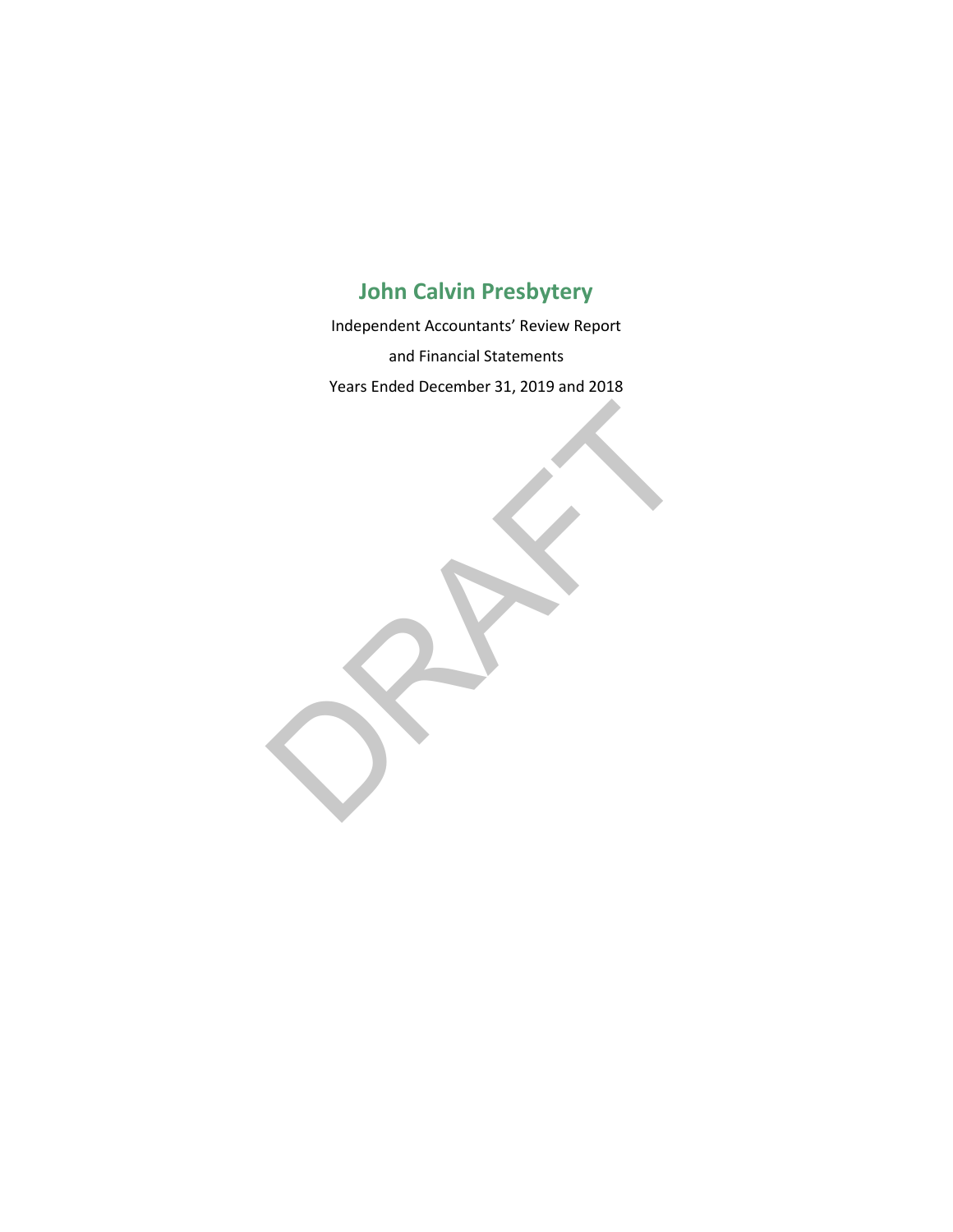# John Calvin Presbytery

Independent Accountants' Review Report

and Financial Statements

Years Ended December 31, 2019 and 2018

DRAFT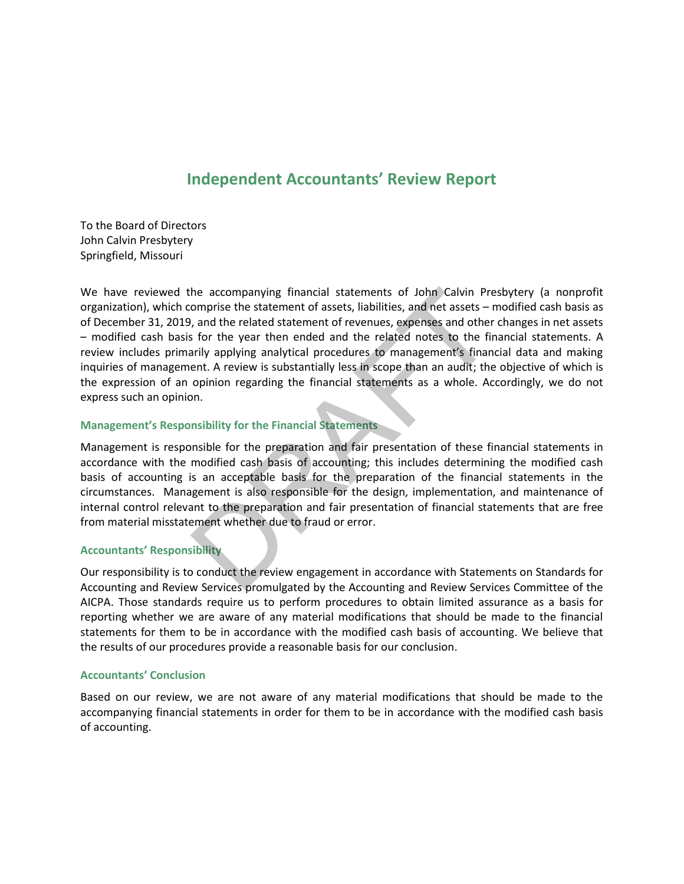# Independent Accountants' Review Report

To the Board of Directors
John Calvin Presbytery
Springfield, Missouri

We have reviewed the accompanying financial statements of John Calvin Presbytery (a nonprofit organization), which comprise the statement of assets, liabilities, and net assets – modified cash basis as of December 31, 2019, and the related statement of revenues, expenses and other changes in net assets – modified cash basis for the year then ended and the related notes to the financial statements. A review includes primarily applying analytical procedures to management's financial data and making inquiries of management. A review is substantially less in scope than an audit; the objective of which is the expression of an opinion regarding the financial statements as a whole. Accordingly, we do not express such an opinion.

### Management's Responsibility for the Financial Statements

Management is responsible for the preparation and fair presentation of these financial statements in accordance with the modified cash basis of accounting; this includes determining the modified cash basis of accounting is an acceptable basis for the preparation of the financial statements in the circumstances. Management is also responsible for the design, implementation, and maintenance of internal control relevant to the preparation and fair presentation of financial statements that are free from material misstatement whether due to fraud or error.

### Accountants' Responsibility

Our responsibility is to conduct the review engagement in accordance with Statements on Standards for Accounting and Review Services promulgated by the Accounting and Review Services Committee of the AICPA. Those standards require us to perform procedures to obtain limited assurance as a basis for reporting whether we are aware of any material modifications that should be made to the financial statements for them to be in accordance with the modified cash basis of accounting. We believe that the results of our procedures provide a reasonable basis for our conclusion.

### Accountants' Conclusion

Based on our review, we are not aware of any material modifications that should be made to the accompanying financial statements in order for them to be in accordance with the modified cash basis of accounting.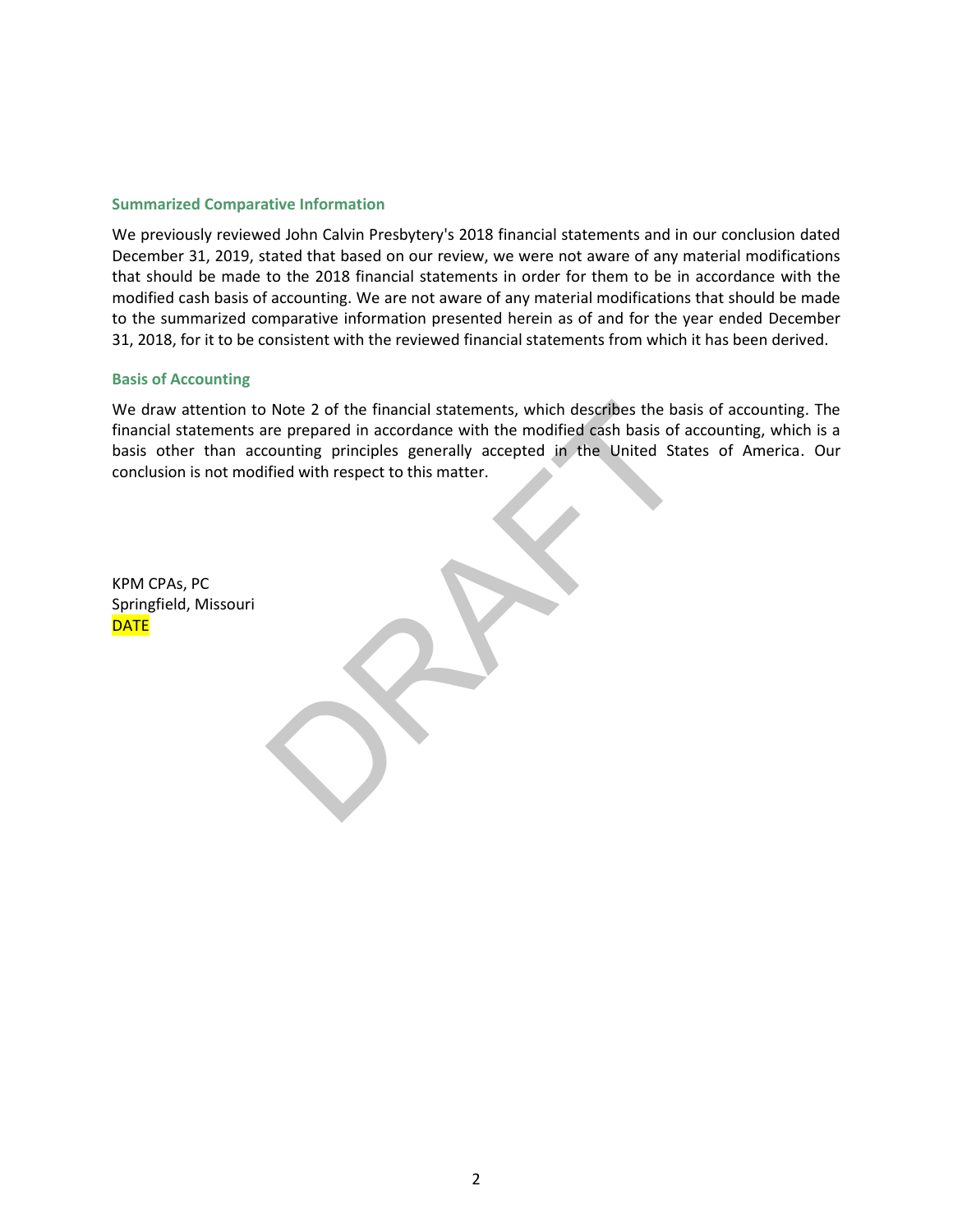### Summarized Comparative Information

We previously reviewed John Calvin Presbytery's 2018 financial statements and in our conclusion dated December 31, 2019, stated that based on our review, we were not aware of any material modifications that should be made to the 2018 financial statements in order for them to be in accordance with the modified cash basis of accounting. We are not aware of any material modifications that should be made to the summarized comparative information presented herein as of and for the year ended December 31, 2018, for it to be consistent with the reviewed financial statements from which it has been derived.

### Basis of Accounting

We draw attention to Note 2 of the financial statements, which describes the basis of accounting. The financial statements are prepared in accordance with the modified cash basis of accounting, which is a basis other than accounting principles generally accepted in the United States of America. Our conclusion is not modified with respect to this matter.

KPM CPAs, PC
Springfield, Missouri
DATE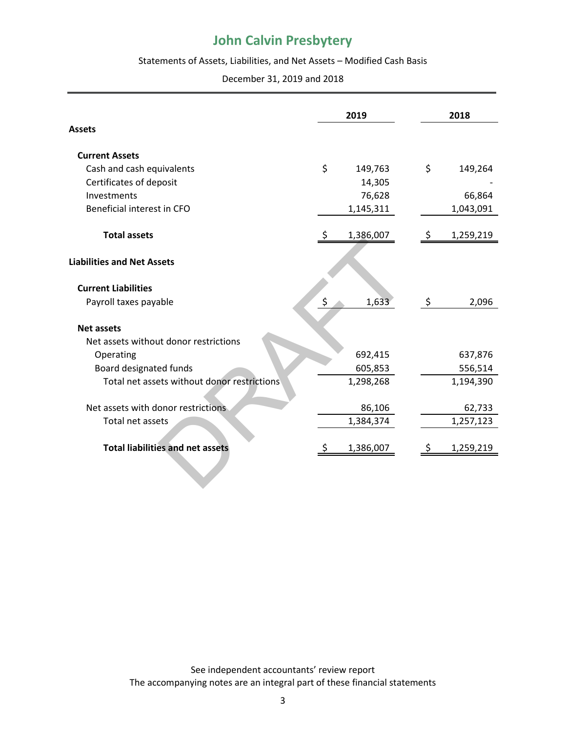# John Calvin Presbytery

Statements of Assets, Liabilities, and Net Assets – Modified Cash Basis

December 31, 2019 and 2018

| | 2019 | 2018 |
|---|---|---|
| **Assets** | | |
| **Current Assets** | | |
| Cash and cash equivalents | $ 149,763 | $ 149,264 |
| Certificates of deposit | 14,305 | - |
| Investments | 76,628 | 66,864 |
| Beneficial interest in CFO | 1,145,311 | 1,043,091 |
| **Total assets** | $ 1,386,007 | $ 1,259,219 |
| **Liabilities and Net Assets** | | |
| **Current Liabilities** | | |
| Payroll taxes payable | $ 1,633 | $ 2,096 |
| **Net assets** | | |
| Net assets without donor restrictions | | |
| Operating | 692,415 | 637,876 |
| Board designated funds | 605,853 | 556,514 |
| Total net assets without donor restrictions | 1,298,268 | 1,194,390 |
| Net assets with donor restrictions | 86,106 | 62,733 |
| Total net assets | 1,384,374 | 1,257,123 |
| **Total liabilities and net assets** | $ 1,386,007 | $ 1,259,219 |

DRAFT

See independent accountants' review report
The accompanying notes are an integral part of these financial statements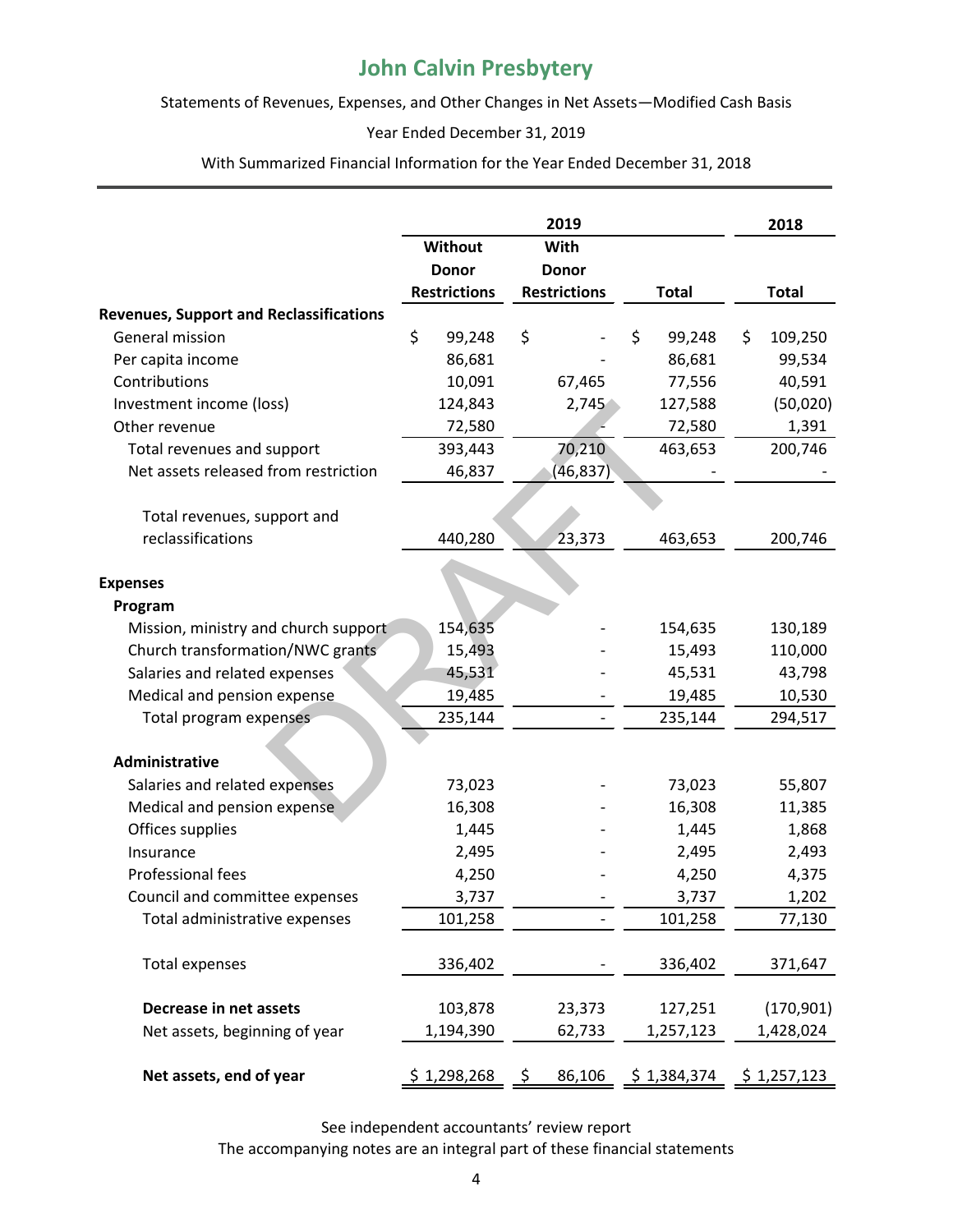# John Calvin Presbytery

Statements of Revenues, Expenses, and Other Changes in Net Assets—Modified Cash Basis

Year Ended December 31, 2019

With Summarized Financial Information for the Year Ended December 31, 2018

| | 2019 | | | 2018 |
|---|---|---|---|---|
| | Without Donor Restrictions | With Donor Restrictions | Total | Total |
| **Revenues, Support and Reclassifications** | | | | |
| General mission | $ 99,248 | $ - | $ 99,248 | $ 109,250 |
| Per capita income | 86,681 | - | 86,681 | 99,534 |
| Contributions | 10,091 | 67,465 | 77,556 | 40,591 |
| Investment income (loss) | 124,843 | 2,745 | 127,588 | (50,020) |
| Other revenue | 72,580 | - | 72,580 | 1,391 |
| Total revenues and support | 393,443 | 70,210 | 463,653 | 200,746 |
| Net assets released from restriction | 46,837 | (46,837) | - | - |
| Total revenues, support and reclassifications | 440,280 | 23,373 | 463,653 | 200,746 |
| **Expenses** | | | | |
| **Program** | | | | |
| Mission, ministry and church support | 154,635 | - | 154,635 | 130,189 |
| Church transformation/NWC grants | 15,493 | - | 15,493 | 110,000 |
| Salaries and related expenses | 45,531 | - | 45,531 | 43,798 |
| Medical and pension expense | 19,485 | - | 19,485 | 10,530 |
| Total program expenses | 235,144 | - | 235,144 | 294,517 |
| **Administrative** | | | | |
| Salaries and related expenses | 73,023 | - | 73,023 | 55,807 |
| Medical and pension expense | 16,308 | - | 16,308 | 11,385 |
| Offices supplies | 1,445 | - | 1,445 | 1,868 |
| Insurance | 2,495 | - | 2,495 | 2,493 |
| Professional fees | 4,250 | - | 4,250 | 4,375 |
| Council and committee expenses | 3,737 | - | 3,737 | 1,202 |
| Total administrative expenses | 101,258 | - | 101,258 | 77,130 |
| Total expenses | 336,402 | - | 336,402 | 371,647 |
| **Decrease in net assets** | 103,878 | 23,373 | 127,251 | (170,901) |
| Net assets, beginning of year | 1,194,390 | 62,733 | 1,257,123 | 1,428,024 |
| **Net assets, end of year** | $ 1,298,268 | $ 86,106 | $ 1,384,374 | $ 1,257,123 |

See independent accountants' review report

The accompanying notes are an integral part of these financial statements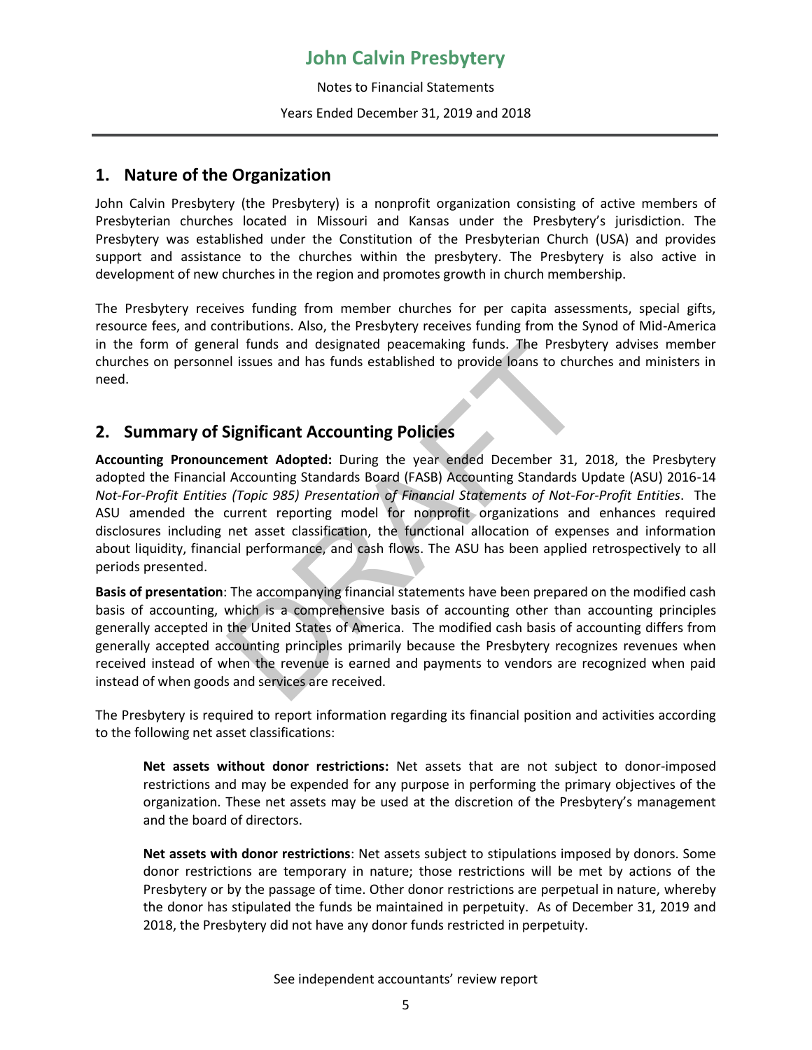## 1. Nature of the Organization

John Calvin Presbytery (the Presbytery) is a nonprofit organization consisting of active members of Presbyterian churches located in Missouri and Kansas under the Presbytery's jurisdiction. The Presbytery was established under the Constitution of the Presbyterian Church (USA) and provides support and assistance to the churches within the presbytery. The Presbytery is also active in development of new churches in the region and promotes growth in church membership.

The Presbytery receives funding from member churches for per capita assessments, special gifts, resource fees, and contributions. Also, the Presbytery receives funding from the Synod of Mid-America in the form of general funds and designated peacemaking funds. The Presbytery advises member churches on personnel issues and has funds established to provide loans to churches and ministers in need.

## 2. Summary of Significant Accounting Policies

**Accounting Pronouncement Adopted:** During the year ended December 31, 2018, the Presbytery adopted the Financial Accounting Standards Board (FASB) Accounting Standards Update (ASU) 2016-14 *Not-For-Profit Entities (Topic 985) Presentation of Financial Statements of Not-For-Profit Entities*. The ASU amended the current reporting model for nonprofit organizations and enhances required disclosures including net asset classification, the functional allocation of expenses and information about liquidity, financial performance, and cash flows. The ASU has been applied retrospectively to all periods presented.

**Basis of presentation**: The accompanying financial statements have been prepared on the modified cash basis of accounting, which is a comprehensive basis of accounting other than accounting principles generally accepted in the United States of America. The modified cash basis of accounting differs from generally accepted accounting principles primarily because the Presbytery recognizes revenues when received instead of when the revenue is earned and payments to vendors are recognized when paid instead of when goods and services are received.

The Presbytery is required to report information regarding its financial position and activities according to the following net asset classifications:

> **Net assets without donor restrictions:** Net assets that are not subject to donor-imposed restrictions and may be expended for any purpose in performing the primary objectives of the organization. These net assets may be used at the discretion of the Presbytery's management and the board of directors.
>
> **Net assets with donor restrictions**: Net assets subject to stipulations imposed by donors. Some donor restrictions are temporary in nature; those restrictions will be met by actions of the Presbytery or by the passage of time. Other donor restrictions are perpetual in nature, whereby the donor has stipulated the funds be maintained in perpetuity. As of December 31, 2019 and 2018, the Presbytery did not have any donor funds restricted in perpetuity.

See independent accountants' review report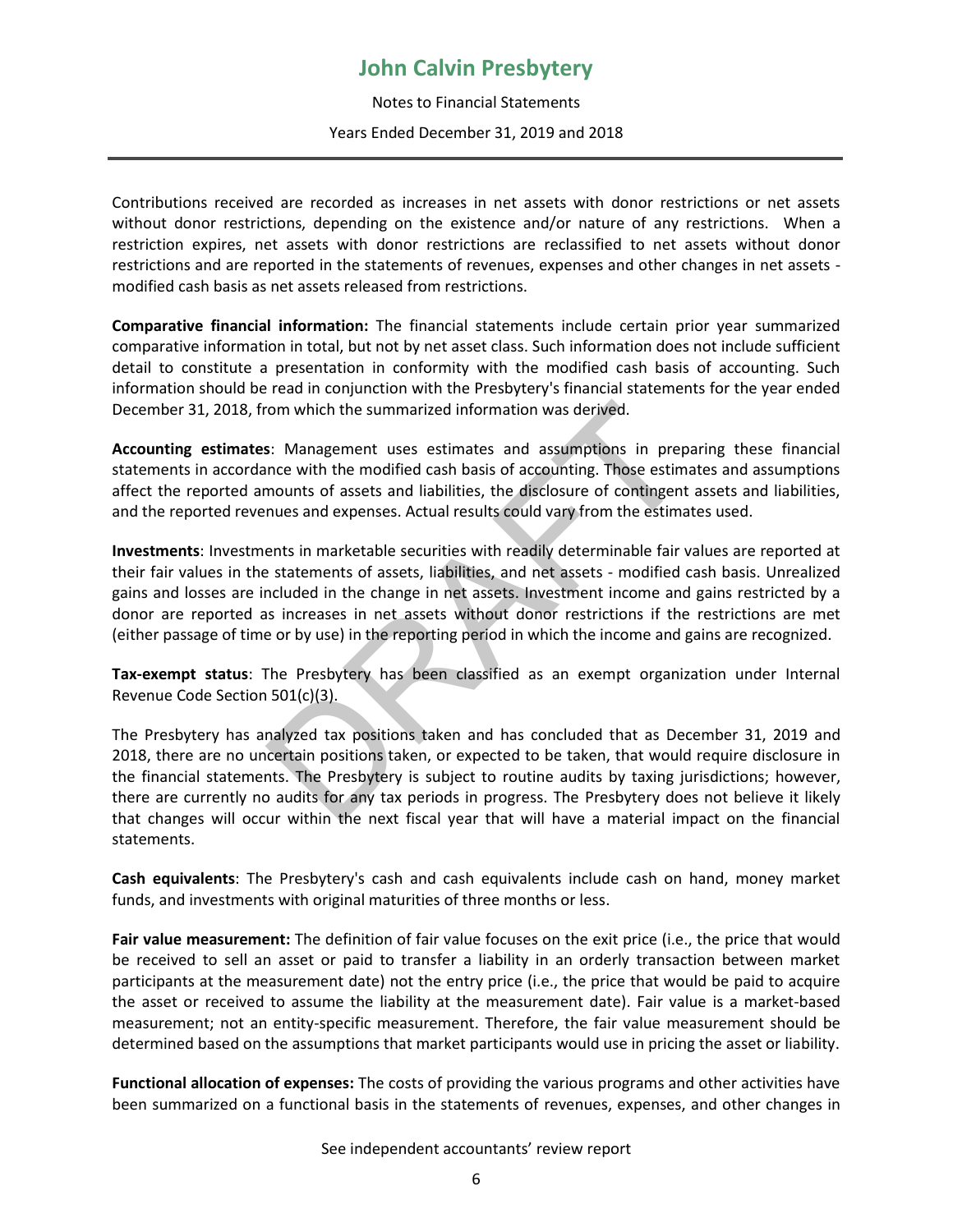Contributions received are recorded as increases in net assets with donor restrictions or net assets without donor restrictions, depending on the existence and/or nature of any restrictions. When a restriction expires, net assets with donor restrictions are reclassified to net assets without donor restrictions and are reported in the statements of revenues, expenses and other changes in net assets - modified cash basis as net assets released from restrictions.

**Comparative financial information:** The financial statements include certain prior year summarized comparative information in total, but not by net asset class. Such information does not include sufficient detail to constitute a presentation in conformity with the modified cash basis of accounting. Such information should be read in conjunction with the Presbytery's financial statements for the year ended December 31, 2018, from which the summarized information was derived.

**Accounting estimates**: Management uses estimates and assumptions in preparing these financial statements in accordance with the modified cash basis of accounting. Those estimates and assumptions affect the reported amounts of assets and liabilities, the disclosure of contingent assets and liabilities, and the reported revenues and expenses. Actual results could vary from the estimates used.

**Investments**: Investments in marketable securities with readily determinable fair values are reported at their fair values in the statements of assets, liabilities, and net assets - modified cash basis. Unrealized gains and losses are included in the change in net assets. Investment income and gains restricted by a donor are reported as increases in net assets without donor restrictions if the restrictions are met (either passage of time or by use) in the reporting period in which the income and gains are recognized.

**Tax-exempt status**: The Presbytery has been classified as an exempt organization under Internal Revenue Code Section 501(c)(3).

The Presbytery has analyzed tax positions taken and has concluded that as December 31, 2019 and 2018, there are no uncertain positions taken, or expected to be taken, that would require disclosure in the financial statements. The Presbytery is subject to routine audits by taxing jurisdictions; however, there are currently no audits for any tax periods in progress. The Presbytery does not believe it likely that changes will occur within the next fiscal year that will have a material impact on the financial statements.

**Cash equivalents**: The Presbytery's cash and cash equivalents include cash on hand, money market funds, and investments with original maturities of three months or less.

**Fair value measurement:** The definition of fair value focuses on the exit price (i.e., the price that would be received to sell an asset or paid to transfer a liability in an orderly transaction between market participants at the measurement date) not the entry price (i.e., the price that would be paid to acquire the asset or received to assume the liability at the measurement date). Fair value is a market-based measurement; not an entity-specific measurement. Therefore, the fair value measurement should be determined based on the assumptions that market participants would use in pricing the asset or liability.

**Functional allocation of expenses:** The costs of providing the various programs and other activities have been summarized on a functional basis in the statements of revenues, expenses, and other changes in

See independent accountants' review report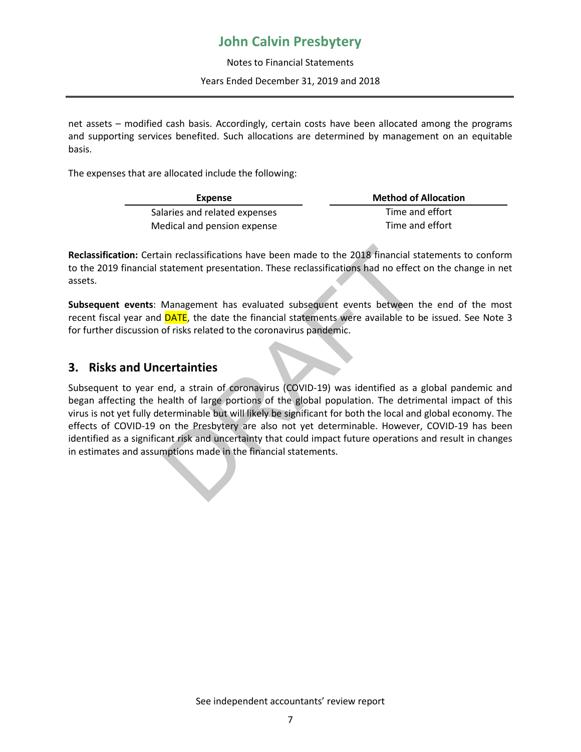net assets – modified cash basis. Accordingly, certain costs have been allocated among the programs and supporting services benefited. Such allocations are determined by management on an equitable basis.

The expenses that are allocated include the following:

| Expense | Method of Allocation |
|---|---|
| Salaries and related expenses | Time and effort |
| Medical and pension expense | Time and effort |

**Reclassification:** Certain reclassifications have been made to the 2018 financial statements to conform to the 2019 financial statement presentation. These reclassifications had no effect on the change in net assets.

**Subsequent events**: Management has evaluated subsequent events between the end of the most recent fiscal year and DATE, the date the financial statements were available to be issued. See Note 3 for further discussion of risks related to the coronavirus pandemic.

## 3. Risks and Uncertainties

Subsequent to year end, a strain of coronavirus (COVID-19) was identified as a global pandemic and began affecting the health of large portions of the global population. The detrimental impact of this virus is not yet fully determinable but will likely be significant for both the local and global economy. The effects of COVID-19 on the Presbytery are also not yet determinable. However, COVID-19 has been identified as a significant risk and uncertainty that could impact future operations and result in changes in estimates and assumptions made in the financial statements.

See independent accountants' review report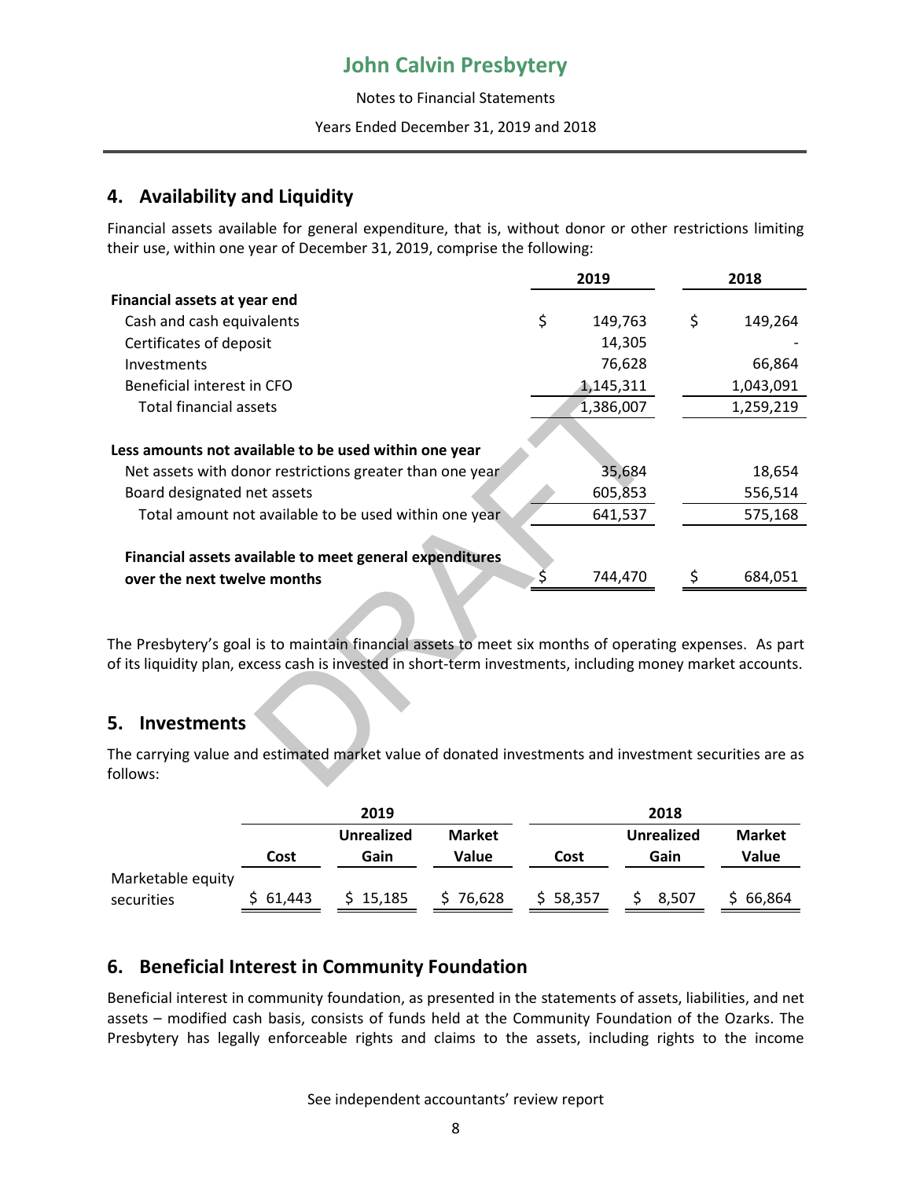## 4. Availability and Liquidity

Financial assets available for general expenditure, that is, without donor or other restrictions limiting their use, within one year of December 31, 2019, comprise the following:

| | 2019 | 2018 |
|---|---|---|
| **Financial assets at year end** | | |
| Cash and cash equivalents | $ 149,763 | $ 149,264 |
| Certificates of deposit | 14,305 | - |
| Investments | 76,628 | 66,864 |
| Beneficial interest in CFO | 1,145,311 | 1,043,091 |
| Total financial assets | 1,386,007 | 1,259,219 |
| | | |
| **Less amounts not available to be used within one year** | | |
| Net assets with donor restrictions greater than one year | 35,684 | 18,654 |
| Board designated net assets | 605,853 | 556,514 |
| Total amount not available to be used within one year | 641,537 | 575,168 |
| | | |
| **Financial assets available to meet general expenditures over the next twelve months** | $ 744,470 | $ 684,051 |

The Presbytery's goal is to maintain financial assets to meet six months of operating expenses. As part of its liquidity plan, excess cash is invested in short-term investments, including money market accounts.

## 5. Investments

The carrying value and estimated market value of donated investments and investment securities are as follows:

| | 2019 | | | 2018 | | |
|---|---|---|---|---|---|---|
| | **Cost** | **Unrealized Gain** | **Market Value** | **Cost** | **Unrealized Gain** | **Market Value** |
| Marketable equity securities | $ 61,443 | $ 15,185 | $ 76,628 | $ 58,357 | $ 8,507 | $ 66,864 |

## 6. Beneficial Interest in Community Foundation

Beneficial interest in community foundation, as presented in the statements of assets, liabilities, and net assets – modified cash basis, consists of funds held at the Community Foundation of the Ozarks. The Presbytery has legally enforceable rights and claims to the assets, including rights to the income

See independent accountants' review report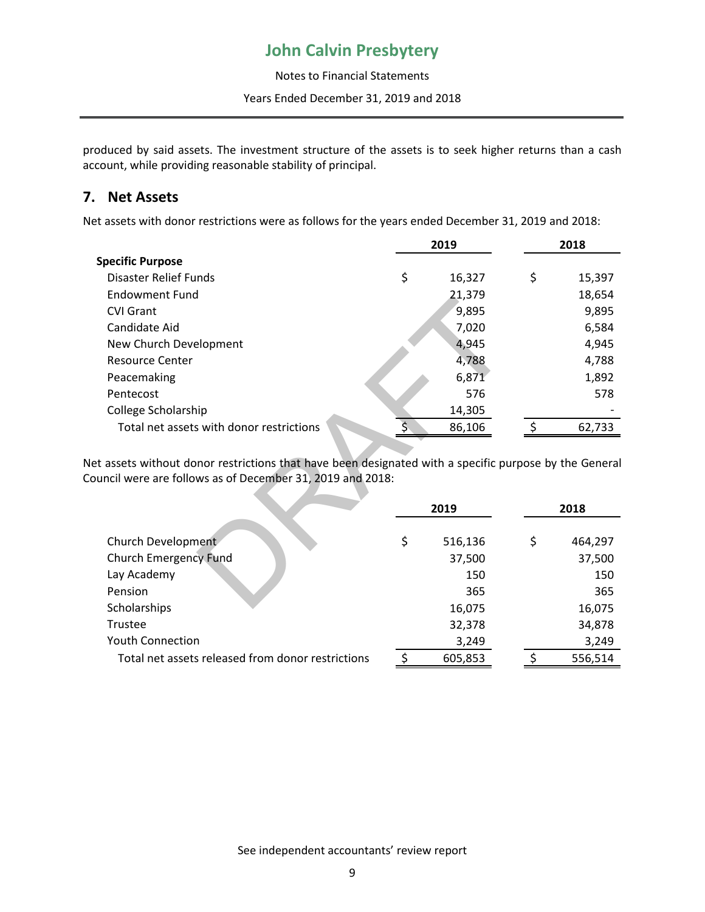produced by said assets. The investment structure of the assets is to seek higher returns than a cash account, while providing reasonable stability of principal.

## 7. Net Assets

Net assets with donor restrictions were as follows for the years ended December 31, 2019 and 2018:

| | 2019 | 2018 |
|---|---|---|
| **Specific Purpose** | | |
| Disaster Relief Funds | $ 16,327 | $ 15,397 |
| Endowment Fund | 21,379 | 18,654 |
| CVI Grant | 9,895 | 9,895 |
| Candidate Aid | 7,020 | 6,584 |
| New Church Development | 4,945 | 4,945 |
| Resource Center | 4,788 | 4,788 |
| Peacemaking | 6,871 | 1,892 |
| Pentecost | 576 | 578 |
| College Scholarship | 14,305 | - |
| Total net assets with donor restrictions | $ 86,106 | $ 62,733 |

Net assets without donor restrictions that have been designated with a specific purpose by the General Council were are follows as of December 31, 2019 and 2018:

| | 2019 | 2018 |
|---|---|---|
| Church Development | $ 516,136 | $ 464,297 |
| Church Emergency Fund | 37,500 | 37,500 |
| Lay Academy | 150 | 150 |
| Pension | 365 | 365 |
| Scholarships | 16,075 | 16,075 |
| Trustee | 32,378 | 34,878 |
| Youth Connection | 3,249 | 3,249 |
| Total net assets released from donor restrictions | $ 605,853 | $ 556,514 |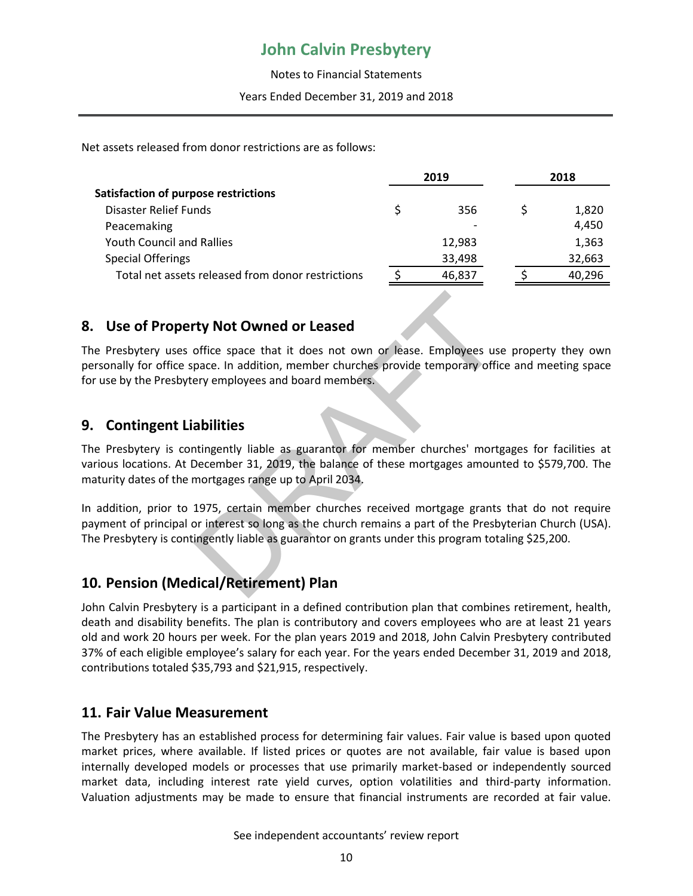Net assets released from donor restrictions are as follows:

| | 2019 | 2018 |
|---|---|---|
| **Satisfaction of purpose restrictions** | | |
| Disaster Relief Funds | $ 356 | $ 1,820 |
| Peacemaking | - | 4,450 |
| Youth Council and Rallies | 12,983 | 1,363 |
| Special Offerings | 33,498 | 32,663 |
| Total net assets released from donor restrictions | $ 46,837 | $ 40,296 |

## 8. Use of Property Not Owned or Leased

The Presbytery uses office space that it does not own or lease. Employees use property they own personally for office space. In addition, member churches provide temporary office and meeting space for use by the Presbytery employees and board members.

## 9. Contingent Liabilities

The Presbytery is contingently liable as guarantor for member churches' mortgages for facilities at various locations. At December 31, 2019, the balance of these mortgages amounted to $579,700. The maturity dates of the mortgages range up to April 2034.

In addition, prior to 1975, certain member churches received mortgage grants that do not require payment of principal or interest so long as the church remains a part of the Presbyterian Church (USA). The Presbytery is contingently liable as guarantor on grants under this program totaling $25,200.

## 10. Pension (Medical/Retirement) Plan

John Calvin Presbytery is a participant in a defined contribution plan that combines retirement, health, death and disability benefits. The plan is contributory and covers employees who are at least 21 years old and work 20 hours per week. For the plan years 2019 and 2018, John Calvin Presbytery contributed 37% of each eligible employee's salary for each year. For the years ended December 31, 2019 and 2018, contributions totaled $35,793 and $21,915, respectively.

## 11. Fair Value Measurement

The Presbytery has an established process for determining fair values. Fair value is based upon quoted market prices, where available. If listed prices or quotes are not available, fair value is based upon internally developed models or processes that use primarily market-based or independently sourced market data, including interest rate yield curves, option volatilities and third-party information. Valuation adjustments may be made to ensure that financial instruments are recorded at fair value.

See independent accountants' review report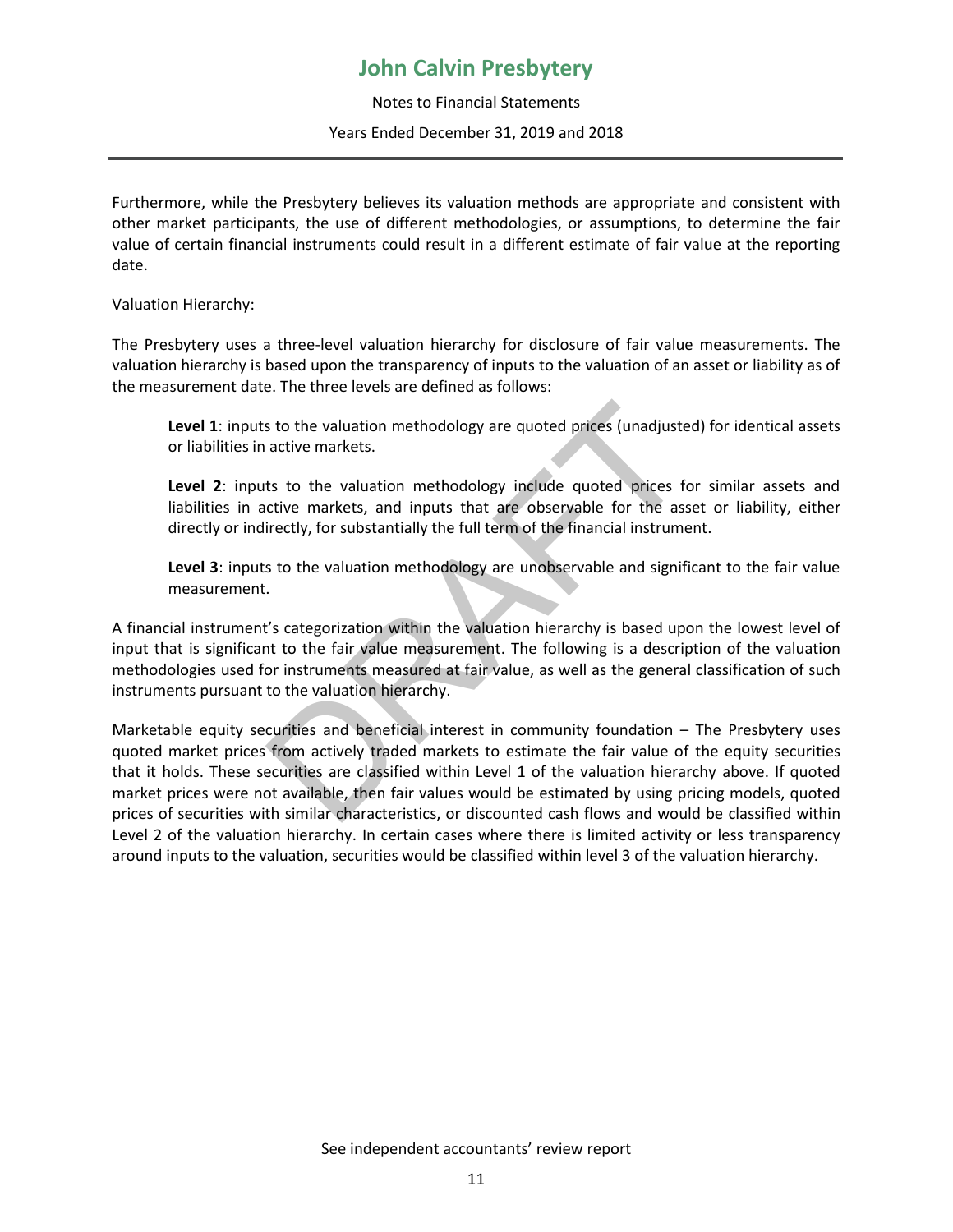Furthermore, while the Presbytery believes its valuation methods are appropriate and consistent with other market participants, the use of different methodologies, or assumptions, to determine the fair value of certain financial instruments could result in a different estimate of fair value at the reporting date.

Valuation Hierarchy:

The Presbytery uses a three-level valuation hierarchy for disclosure of fair value measurements. The valuation hierarchy is based upon the transparency of inputs to the valuation of an asset or liability as of the measurement date. The three levels are defined as follows:

> **Level 1**: inputs to the valuation methodology are quoted prices (unadjusted) for identical assets or liabilities in active markets.
>
> **Level 2**: inputs to the valuation methodology include quoted prices for similar assets and liabilities in active markets, and inputs that are observable for the asset or liability, either directly or indirectly, for substantially the full term of the financial instrument.
>
> **Level 3**: inputs to the valuation methodology are unobservable and significant to the fair value measurement.

A financial instrument's categorization within the valuation hierarchy is based upon the lowest level of input that is significant to the fair value measurement. The following is a description of the valuation methodologies used for instruments measured at fair value, as well as the general classification of such instruments pursuant to the valuation hierarchy.

Marketable equity securities and beneficial interest in community foundation – The Presbytery uses quoted market prices from actively traded markets to estimate the fair value of the equity securities that it holds. These securities are classified within Level 1 of the valuation hierarchy above. If quoted market prices were not available, then fair values would be estimated by using pricing models, quoted prices of securities with similar characteristics, or discounted cash flows and would be classified within Level 2 of the valuation hierarchy. In certain cases where there is limited activity or less transparency around inputs to the valuation, securities would be classified within level 3 of the valuation hierarchy.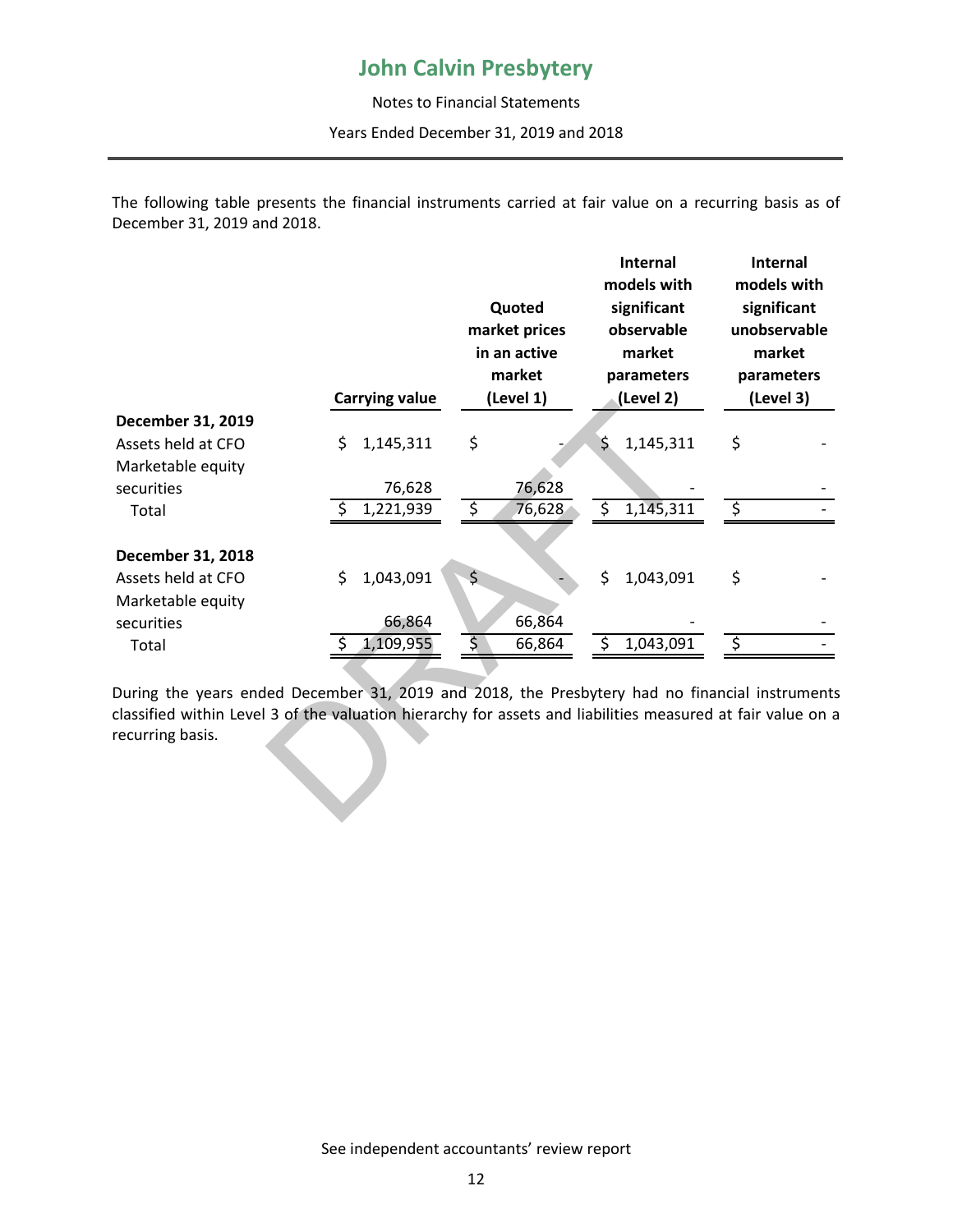The following table presents the financial instruments carried at fair value on a recurring basis as of December 31, 2019 and 2018.

| | Carrying value | Quoted market prices in an active market (Level 1) | Internal models with significant observable market parameters (Level 2) | Internal models with significant unobservable market parameters (Level 3) |
|---|---|---|---|---|
| **December 31, 2019** | | | | |
| Assets held at CFO | $ 1,145,311 | $ - | $ 1,145,311 | $ - |
| Marketable equity securities | 76,628 | 76,628 | - | - |
| Total | $ 1,221,939 | $ 76,628 | $ 1,145,311 | $ - |
| **December 31, 2018** | | | | |
| Assets held at CFO | $ 1,043,091 | $ - | $ 1,043,091 | $ - |
| Marketable equity securities | 66,864 | 66,864 | - | - |
| Total | $ 1,109,955 | $ 66,864 | $ 1,043,091 | $ - |

During the years ended December 31, 2019 and 2018, the Presbytery had no financial instruments classified within Level 3 of the valuation hierarchy for assets and liabilities measured at fair value on a recurring basis.

See independent accountants' review report